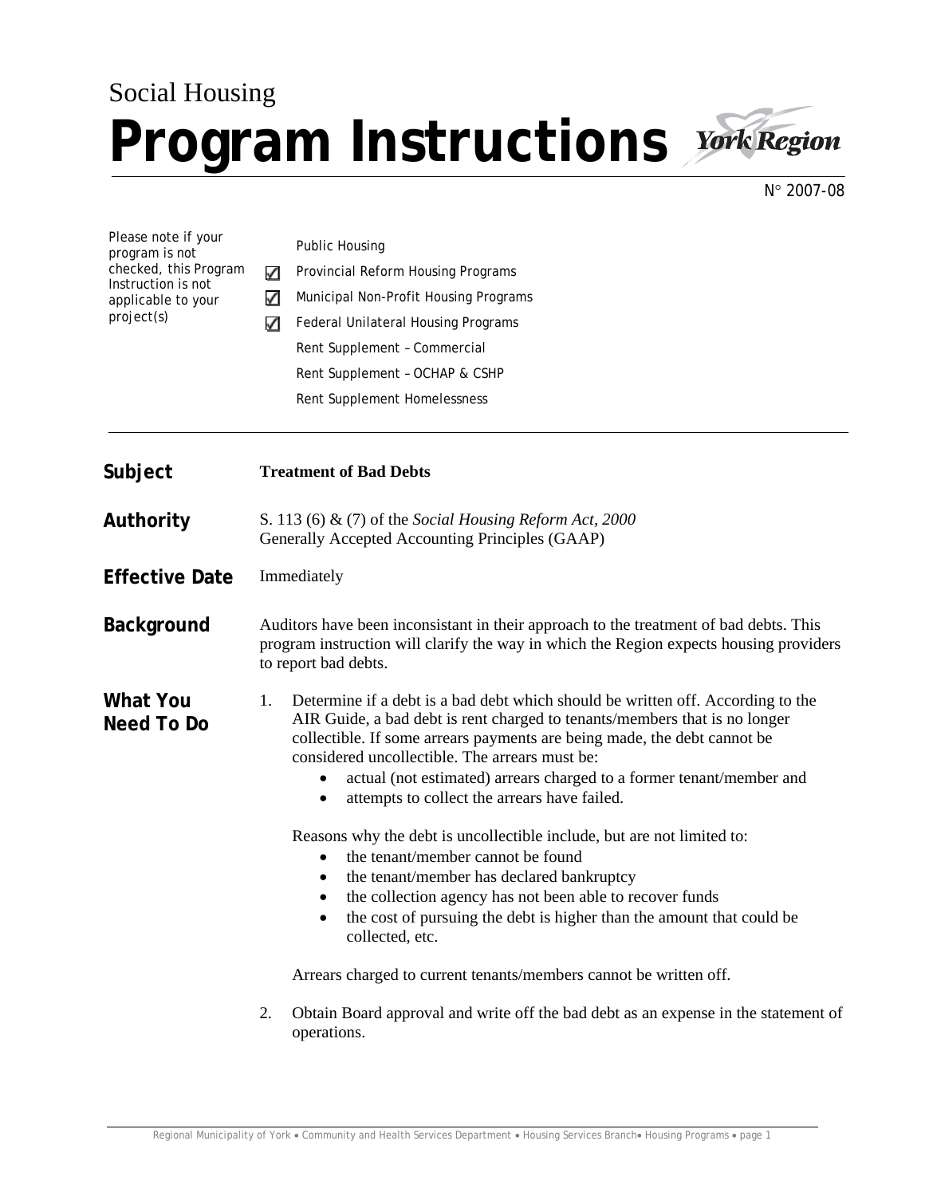Social Housing

# Program Instructions

York Region

N° 2007-08

Please note if your program is not checked, this Program Instruction is not applicable to your project(s)

- Public Housing
- ☑ Provincial Reform Housing Programs
- ☑ Municipal Non-Profit Housing Programs
- ☑ Federal Unilateral Housing Programs
- Rent Supplement – Commercial
- Rent Supplement – OCHAP & CSHP
- Rent Supplement Homelessness

---

## Subject

**Treatment of Bad Debts**

## Authority

S. 113 (6) & (7) of the *Social Housing Reform Act, 2000*
Generally Accepted Accounting Principles (GAAP)

## Effective Date

Immediately

## Background

Auditors have been inconsistant in their approach to the treatment of bad debts. This program instruction will clarify the way in which the Region expects housing providers to report bad debts.

## What You Need To Do

1. Determine if a debt is a bad debt which should be written off. According to the AIR Guide, a bad debt is rent charged to tenants/members that is no longer collectible. If some arrears payments are being made, the debt cannot be considered uncollectible. The arrears must be:
   - actual (not estimated) arrears charged to a former tenant/member and
   - attempts to collect the arrears have failed.

   Reasons why the debt is uncollectible include, but are not limited to:
   - the tenant/member cannot be found
   - the tenant/member has declared bankruptcy
   - the collection agency has not been able to recover funds
   - the cost of pursuing the debt is higher than the amount that could be collected, etc.

   Arrears charged to current tenants/members cannot be written off.

2. Obtain Board approval and write off the bad debt as an expense in the statement of operations.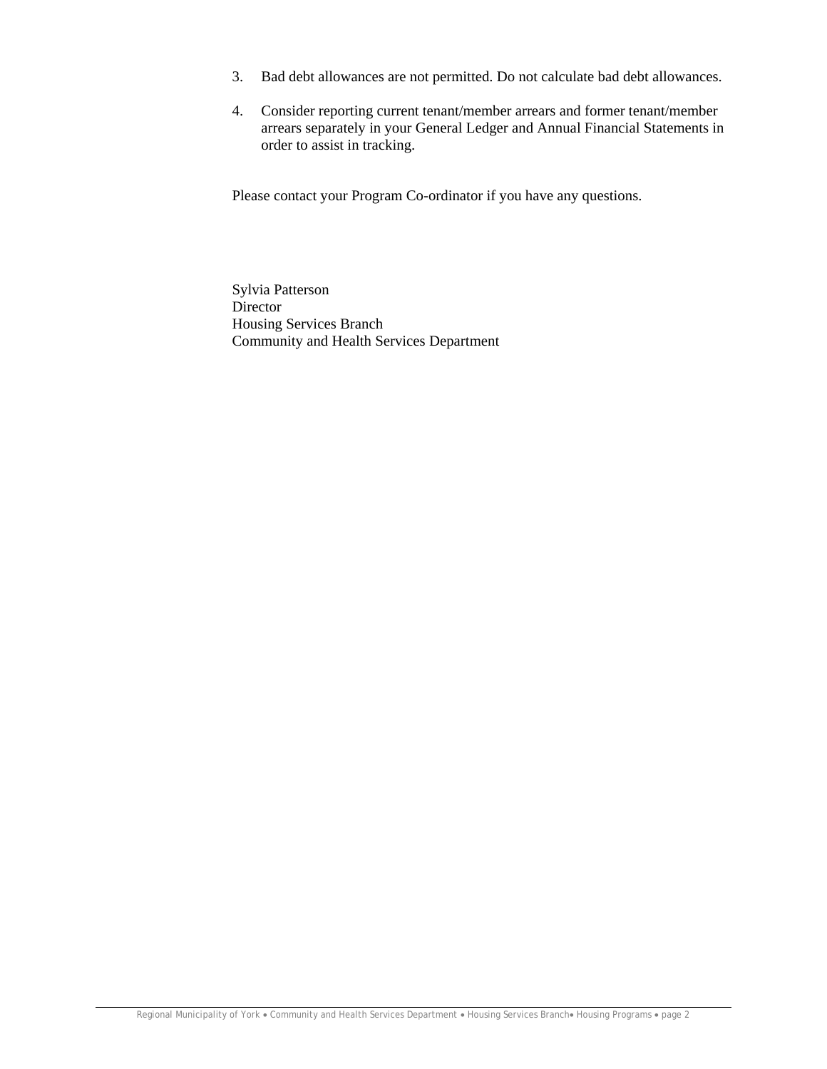3. Bad debt allowances are not permitted. Do not calculate bad debt allowances.

4. Consider reporting current tenant/member arrears and former tenant/member arrears separately in your General Ledger and Annual Financial Statements in order to assist in tracking.

Please contact your Program Co-ordinator if you have any questions.

Sylvia Patterson  
Director  
Housing Services Branch  
Community and Health Services Department